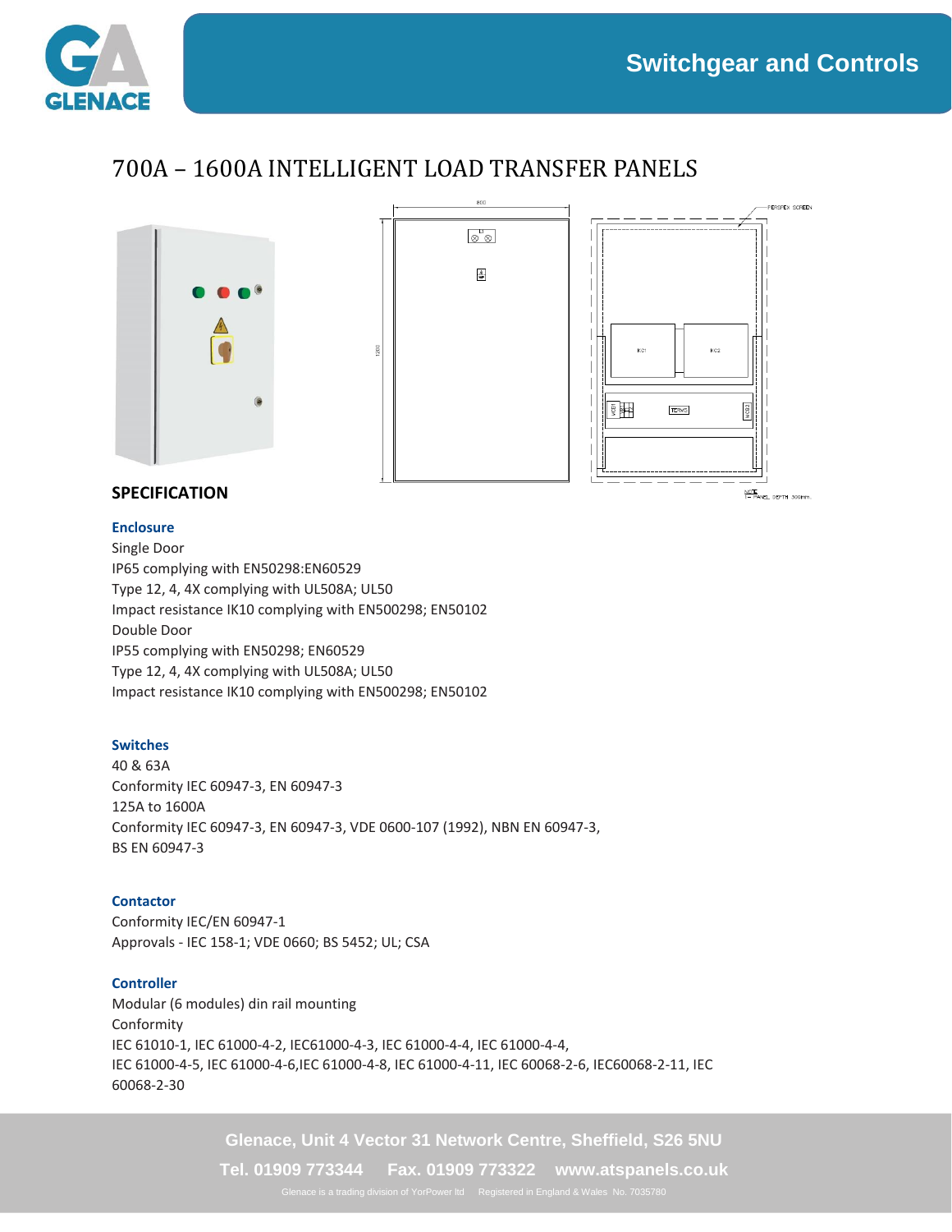# Switchgear and Controls

## 700A – 1600A INTELLIGENT LOAD TRANSFER PANELS

## SPECIFICATION

### Enclosure

Single Door
IP65 complying with EN50298:EN60529
Type 12, 4, 4X complying with UL508A; UL50
Impact resistance IK10 complying with EN500298; EN50102
Double Door
IP55 complying with EN50298; EN60529
Type 12, 4, 4X complying with UL508A; UL50
Impact resistance IK10 complying with EN500298; EN50102

### Switches

40 & 63A
Conformity IEC 60947-3, EN 60947-3
125A to 1600A
Conformity IEC 60947-3, EN 60947-3, VDE 0600-107 (1992), NBN EN 60947-3, BS EN 60947-3

### Contactor

Conformity IEC/EN 60947-1
Approvals - IEC 158-1; VDE 0660; BS 5452; UL; CSA

### Controller

Modular (6 modules) din rail mounting
Conformity
IEC 61010-1, IEC 61000-4-2, IEC61000-4-3, IEC 61000-4-4, IEC 61000-4-4, IEC 61000-4-5, IEC 61000-4-6,IEC 61000-4-8, IEC 61000-4-11, IEC 60068-2-6, IEC60068-2-11, IEC 60068-2-30

Glenace, Unit 4 Vector 31 Network Centre, Sheffield, S26 5NU
Tel. 01909 773344 Fax. 01909 773322 www.atspanels.co.uk
Glenace is a trading division of YorPower ltd Registered in England & Wales No. 7035780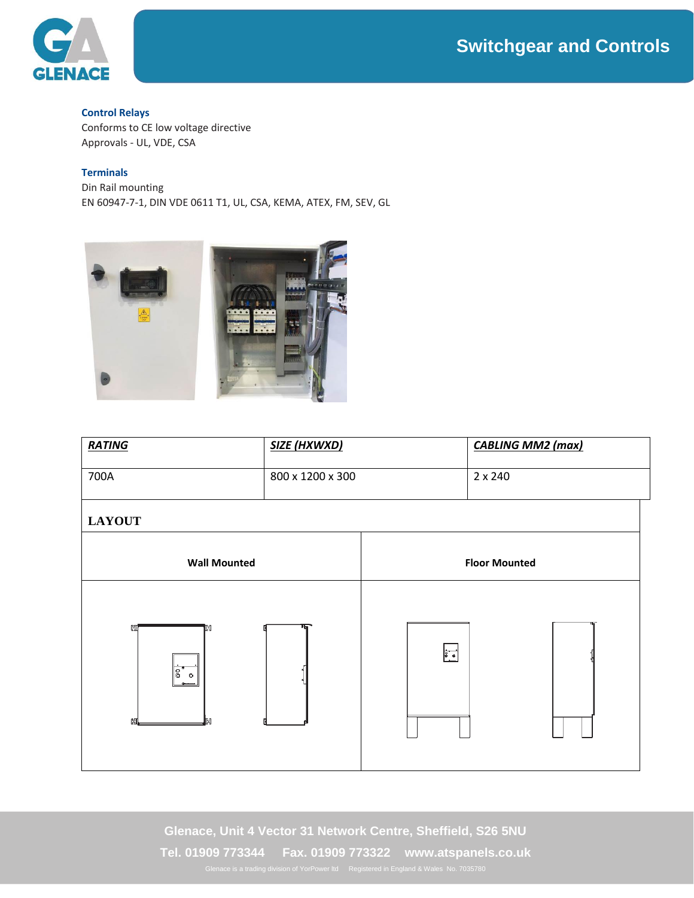## Control Relays

Conforms to CE low voltage directive
Approvals - UL, VDE, CSA

## Terminals

Din Rail mounting
EN 60947-7-1, DIN VDE 0611 T1, UL, CSA, KEMA, ATEX, FM, SEV, GL

| ***RATING*** | ***SIZE (HXWXD)*** | ***CABLING MM2 (max)*** |
|---|---|---|
| 700A | 800 x 1200 x 300 | 2 x 240 |

## LAYOUT

| Wall Mounted | Floor Mounted |
|---|---|